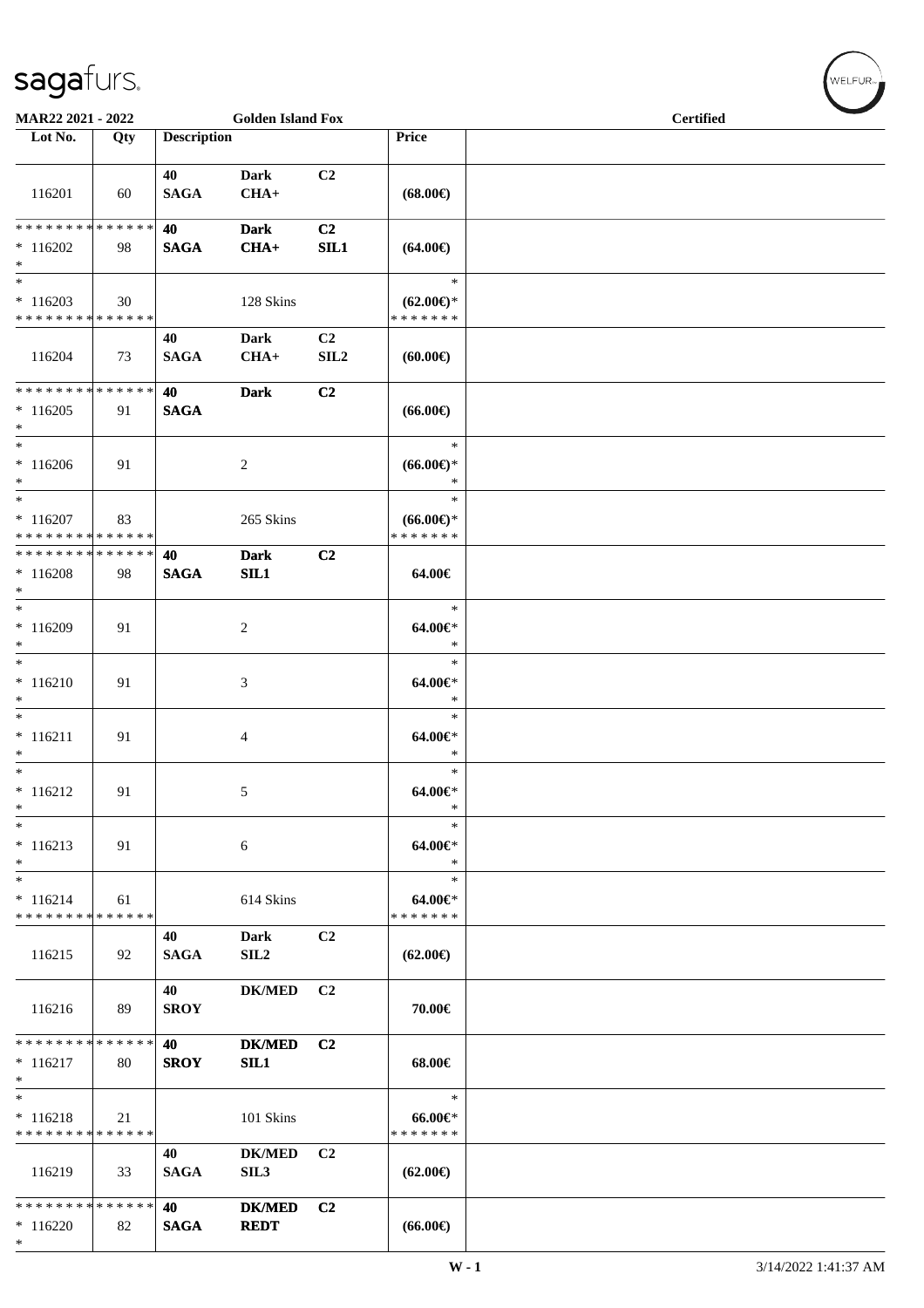MAR22 2021 - 2022 | Golden Island Fox | Certified

| Lot No. | Qty | Description | | | Price | |
|---|---|---|---|---|---|---|
| 116201 | 60 | 40 SAGA | Dark CHA+ | C2 | (68.00€) | |
| * * * * * * * * * * * * * * * 116202 * | 98 | 40 SAGA | Dark CHA+ | C2 SIL1 | (64.00€) | |
| * * 116203 * * * * * * * * * * * * * * | 30 | | 128 Skins | | * (62.00€)* * * * * * * * | |
| 116204 | 73 | 40 SAGA | Dark CHA+ | C2 SIL2 | (60.00€) | |
| * * * * * * * * * * * * * * * 116205 * | 91 | 40 SAGA | Dark | C2 | (66.00€) | |
| * * 116206 * | 91 | | 2 | | * (66.00€)* * | |
| * * 116207 * * * * * * * * * * * * * * | 83 | | 265 Skins | | * (66.00€)* * * * * * * * | |
| * * * * * * * * * * * * * * * 116208 * | 98 | 40 SAGA | Dark SIL1 | C2 | 64.00€ | |
| * * 116209 * | 91 | | 2 | | * 64.00€* * | |
| * * 116210 * | 91 | | 3 | | * 64.00€* * | |
| * * 116211 * | 91 | | 4 | | * 64.00€* * | |
| * * 116212 * | 91 | | 5 | | * 64.00€* * | |
| * * 116213 * | 91 | | 6 | | * 64.00€* * | |
| * * 116214 * * * * * * * * * * * * * * | 61 | | 614 Skins | | * 64.00€* * * * * * * * | |
| 116215 | 92 | 40 SAGA | Dark SIL2 | C2 | (62.00€) | |
| 116216 | 89 | 40 SROY | DK/MED | C2 | 70.00€ | |
| * * * * * * * * * * * * * * * 116217 * | 80 | 40 SROY | DK/MED SIL1 | C2 | 68.00€ | |
| * * 116218 * * * * * * * * * * * * * * | 21 | | 101 Skins | | * 66.00€* * * * * * * * | |
| 116219 | 33 | 40 SAGA | DK/MED SIL3 | C2 | (62.00€) | |
| * * * * * * * * * * * * * * * 116220 * | 82 | 40 SAGA | DK/MED REDT | C2 | (66.00€) | |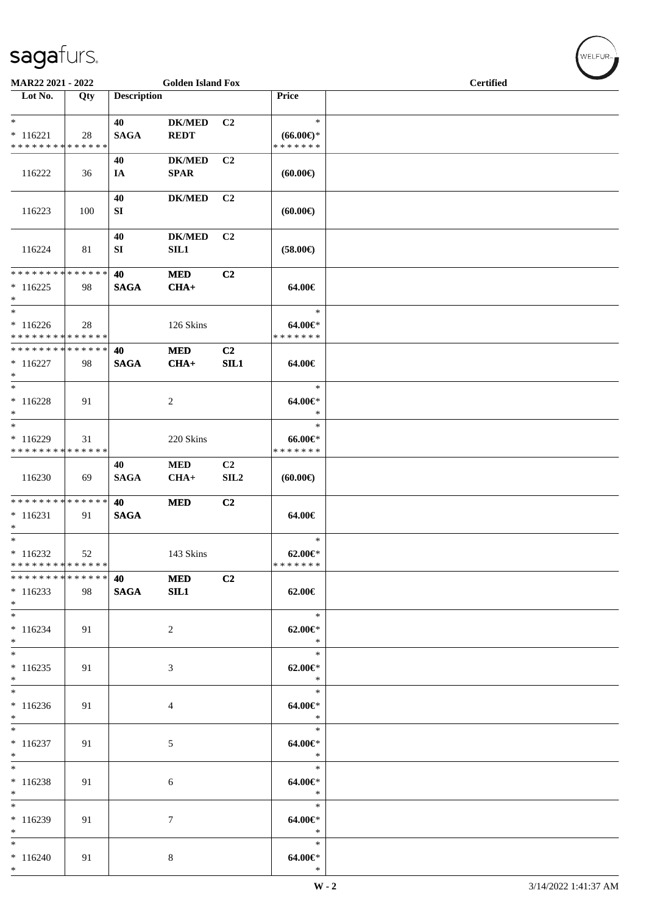MAR22 2021 - 2022 | Golden Island Fox | Certified

| Lot No. | Qty | Description | | | Price | |
|---|---|---|---|---|---|---|
| * <br> * 116221 <br> * * * * * * * * * * * * * * | 28 | 40 <br> SAGA | DK/MED <br> REDT | C2 | * <br> (66.00€)* <br> * * * * * * * | |
| 116222 | 36 | 40 <br> IA | DK/MED <br> SPAR | C2 | (60.00€) | |
| 116223 | 100 | 40 <br> SI | DK/MED | C2 | (60.00€) | |
| 116224 | 81 | 40 <br> SI | DK/MED <br> SIL1 | C2 | (58.00€) | |
| * * * * * * * * * * * * * * <br> * 116225 <br> * | 98 | 40 <br> SAGA | MED <br> CHA+ | C2 | 64.00€ | |
| * <br> * 116226 <br> * * * * * * * * * * * * * * | 28 | | 126 Skins | | * <br> 64.00€* <br> * * * * * * * | |
| * * * * * * * * * * * * * * <br> * 116227 <br> * | 98 | 40 <br> SAGA | MED <br> CHA+ | C2 <br> SIL1 | 64.00€ | |
| * <br> * 116228 <br> * | 91 | | 2 | | * <br> 64.00€* <br> * | |
| * <br> * 116229 <br> * * * * * * * * * * * * * * | 31 | | 220 Skins | | * <br> 66.00€* <br> * * * * * * * | |
| 116230 | 69 | 40 <br> SAGA | MED <br> CHA+ | C2 <br> SIL2 | (60.00€) | |
| * * * * * * * * * * * * * * <br> * 116231 <br> * | 91 | 40 <br> SAGA | MED | C2 | 64.00€ | |
| * <br> * 116232 <br> * * * * * * * * * * * * * * | 52 | | 143 Skins | | * <br> 62.00€* <br> * * * * * * * | |
| * * * * * * * * * * * * * * <br> * 116233 <br> * | 98 | 40 <br> SAGA | MED <br> SIL1 | C2 | 62.00€ | |
| * <br> * 116234 <br> * | 91 | | 2 | | * <br> 62.00€* <br> * | |
| * <br> * 116235 <br> * | 91 | | 3 | | * <br> 62.00€* <br> * | |
| * <br> * 116236 <br> * | 91 | | 4 | | * <br> 64.00€* <br> * | |
| * <br> * 116237 <br> * | 91 | | 5 | | * <br> 64.00€* <br> * | |
| * <br> * 116238 <br> * | 91 | | 6 | | * <br> 64.00€* <br> * | |
| * <br> * 116239 <br> * | 91 | | 7 | | * <br> 64.00€* <br> * | |
| * <br> * 116240 <br> * | 91 | | 8 | | * <br> 64.00€* <br> * | |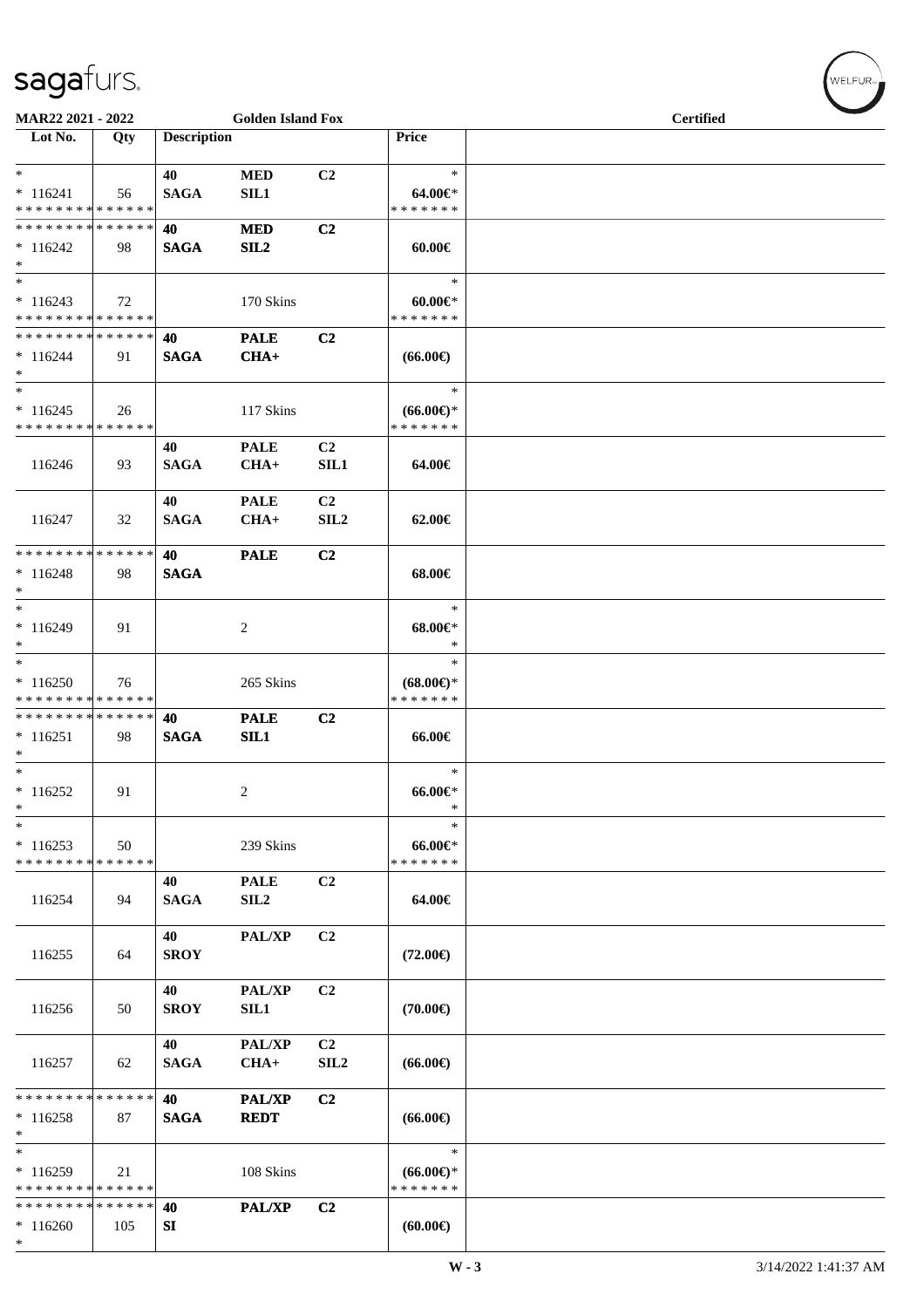MAR22 2021 - 2022 | Golden Island Fox | Certified

| Lot No. | Qty | Description | | | Price | |
|---|---|---|---|---|---|---|
| * <br> * 116241 <br> * * * * * * * * * * * * * * | 56 | 40 SAGA | MED SIL1 | C2 | * <br> 64.00€* <br> * * * * * * * | |
| * * * * * * * * * * * * * * <br> * 116242 <br> * | 98 | 40 SAGA | MED SIL2 | C2 | 60.00€ | |
| * <br> * 116243 <br> * * * * * * * * * * * * * * | 72 | | 170 Skins | | * <br> 60.00€* <br> * * * * * * * | |
| * * * * * * * * * * * * * * <br> * 116244 <br> * | 91 | 40 SAGA | PALE CHA+ | C2 | (66.00€) | |
| * <br> * 116245 <br> * * * * * * * * * * * * * * | 26 | | 117 Skins | | * <br> (66.00€)* <br> * * * * * * * | |
| 116246 | 93 | 40 SAGA | PALE CHA+ | C2 SIL1 | 64.00€ | |
| 116247 | 32 | 40 SAGA | PALE CHA+ | C2 SIL2 | 62.00€ | |
| * * * * * * * * * * * * * * <br> * 116248 <br> * | 98 | 40 SAGA | PALE | C2 | 68.00€ | |
| * <br> * 116249 <br> * | 91 | | 2 | | * <br> 68.00€* <br> * | |
| * <br> * 116250 <br> * * * * * * * * * * * * * * | 76 | | 265 Skins | | * <br> (68.00€)* <br> * * * * * * * | |
| * * * * * * * * * * * * * * <br> * 116251 <br> * | 98 | 40 SAGA | PALE SIL1 | C2 | 66.00€ | |
| * <br> * 116252 <br> * | 91 | | 2 | | * <br> 66.00€* <br> * | |
| * <br> * 116253 <br> * * * * * * * * * * * * * * | 50 | | 239 Skins | | * <br> 66.00€* <br> * * * * * * * | |
| 116254 | 94 | 40 SAGA | PALE SIL2 | C2 | 64.00€ | |
| 116255 | 64 | 40 SROY | PAL/XP | C2 | (72.00€) | |
| 116256 | 50 | 40 SROY | PAL/XP SIL1 | C2 | (70.00€) | |
| 116257 | 62 | 40 SAGA | PAL/XP CHA+ | C2 SIL2 | (66.00€) | |
| * * * * * * * * * * * * * * <br> * 116258 <br> * | 87 | 40 SAGA | PAL/XP REDT | C2 | (66.00€) | |
| * <br> * 116259 <br> * * * * * * * * * * * * * * | 21 | | 108 Skins | | * <br> (66.00€)* <br> * * * * * * * | |
| * * * * * * * * * * * * * * <br> * 116260 <br> * | 105 | 40 SI | PAL/XP | C2 | (60.00€) | |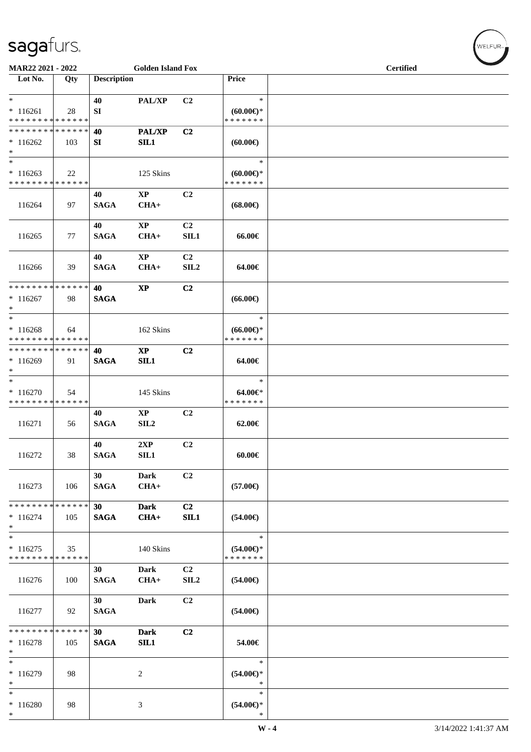MAR22 2021 - 2022 Golden Island Fox Certified

| Lot No. | Qty | Description | | | Price | |
|---|---|---|---|---|---|---|
| * <br> * 116261 <br> * * * * * * * * * * * * * * | 28 | 40 <br> SI | PAL/XP | C2 | * <br> (60.00€)* <br> * * * * * * * | |
| * * * * * * * * * * * * * * <br> * 116262 <br> * | 103 | 40 <br> SI | PAL/XP <br> SIL1 | C2 | (60.00€) | |
| * <br> * 116263 <br> * * * * * * * * * * * * * * | 22 | | 125 Skins | | * <br> (60.00€)* <br> * * * * * * * | |
| 116264 | 97 | 40 <br> SAGA | XP <br> CHA+ | C2 | (68.00€) | |
| 116265 | 77 | 40 <br> SAGA | XP <br> CHA+ | C2 <br> SIL1 | 66.00€ | |
| 116266 | 39 | 40 <br> SAGA | XP <br> CHA+ | C2 <br> SIL2 | 64.00€ | |
| * * * * * * * * * * * * * * <br> * 116267 <br> * | 98 | 40 <br> SAGA | XP | C2 | (66.00€) | |
| * <br> * 116268 <br> * * * * * * * * * * * * * * | 64 | | 162 Skins | | * <br> (66.00€)* <br> * * * * * * * | |
| * * * * * * * * * * * * * * <br> * 116269 <br> * | 91 | 40 <br> SAGA | XP <br> SIL1 | C2 | 64.00€ | |
| * <br> * 116270 <br> * * * * * * * * * * * * * * | 54 | | 145 Skins | | * <br> 64.00€* <br> * * * * * * * | |
| 116271 | 56 | 40 <br> SAGA | XP <br> SIL2 | C2 | 62.00€ | |
| 116272 | 38 | 40 <br> SAGA | 2XP <br> SIL1 | C2 | 60.00€ | |
| 116273 | 106 | 30 <br> SAGA | Dark <br> CHA+ | C2 | (57.00€) | |
| * * * * * * * * * * * * * * <br> * 116274 <br> * | 105 | 30 <br> SAGA | Dark <br> CHA+ | C2 <br> SIL1 | (54.00€) | |
| * <br> * 116275 <br> * * * * * * * * * * * * * * | 35 | | 140 Skins | | * <br> (54.00€)* <br> * * * * * * * | |
| 116276 | 100 | 30 <br> SAGA | Dark <br> CHA+ | C2 <br> SIL2 | (54.00€) | |
| 116277 | 92 | 30 <br> SAGA | Dark | C2 | (54.00€) | |
| * * * * * * * * * * * * * * <br> * 116278 <br> * | 105 | 30 <br> SAGA | Dark <br> SIL1 | C2 | 54.00€ | |
| * <br> * 116279 <br> * | 98 | | 2 | | * <br> (54.00€)* <br> * | |
| * <br> * 116280 <br> * | 98 | | 3 | | * <br> (54.00€)* <br> * | |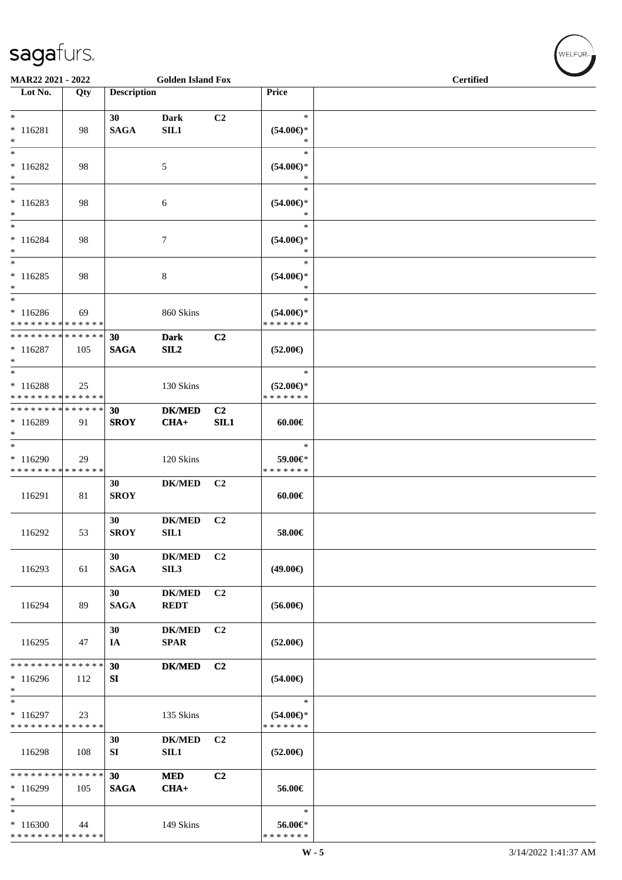MAR22 2021 - 2022 Golden Island Fox Certified

| Lot No. | Qty | Description | | | Price |
|---|---|---|---|---|---|
| * <br> * 116281 <br> * | 98 | 30 <br> SAGA | Dark <br> SIL1 | C2 | * <br> (54.00€)* <br> * |
| * <br> * 116282 <br> * | 98 | | 5 | | * <br> (54.00€)* <br> * |
| * <br> * 116283 <br> * | 98 | | 6 | | * <br> (54.00€)* <br> * |
| * <br> * 116284 <br> * | 98 | | 7 | | * <br> (54.00€)* <br> * |
| * <br> * 116285 <br> * | 98 | | 8 | | * <br> (54.00€)* <br> * |
| * <br> * 116286 <br> * * * * * * * * * * * * * * | 69 | | 860 Skins | | * <br> (54.00€)* <br> * * * * * * * |
| * * * * * * * * * * * * * * <br> * 116287 <br> * | 105 | 30 <br> SAGA | Dark <br> SIL2 | C2 | (52.00€) |
| * <br> * 116288 <br> * * * * * * * * * * * * * * | 25 | | 130 Skins | | * <br> (52.00€)* <br> * * * * * * * |
| * * * * * * * * * * * * * * <br> * 116289 <br> * | 91 | 30 <br> SROY | DK/MED <br> CHA+ | C2 <br> SIL1 | 60.00€ |
| * <br> * 116290 <br> * * * * * * * * * * * * * * | 29 | | 120 Skins | | * <br> 59.00€* <br> * * * * * * * |
| 116291 | 81 | 30 <br> SROY | DK/MED | C2 | 60.00€ |
| 116292 | 53 | 30 <br> SROY | DK/MED <br> SIL1 | C2 | 58.00€ |
| 116293 | 61 | 30 <br> SAGA | DK/MED <br> SIL3 | C2 | (49.00€) |
| 116294 | 89 | 30 <br> SAGA | DK/MED <br> REDT | C2 | (56.00€) |
| 116295 | 47 | 30 <br> IA | DK/MED <br> SPAR | C2 | (52.00€) |
| * * * * * * * * * * * * * * <br> * 116296 <br> * | 112 | 30 <br> SI | DK/MED | C2 | (54.00€) |
| * <br> * 116297 <br> * * * * * * * * * * * * * * | 23 | | 135 Skins | | * <br> (54.00€)* <br> * * * * * * * |
| 116298 | 108 | 30 <br> SI | DK/MED <br> SIL1 | C2 | (52.00€) |
| * * * * * * * * * * * * * * <br> * 116299 <br> * | 105 | 30 <br> SAGA | MED <br> CHA+ | C2 | 56.00€ |
| * <br> * 116300 <br> * * * * * * * * * * * * * * | 44 | | 149 Skins | | * <br> 56.00€* <br> * * * * * * * |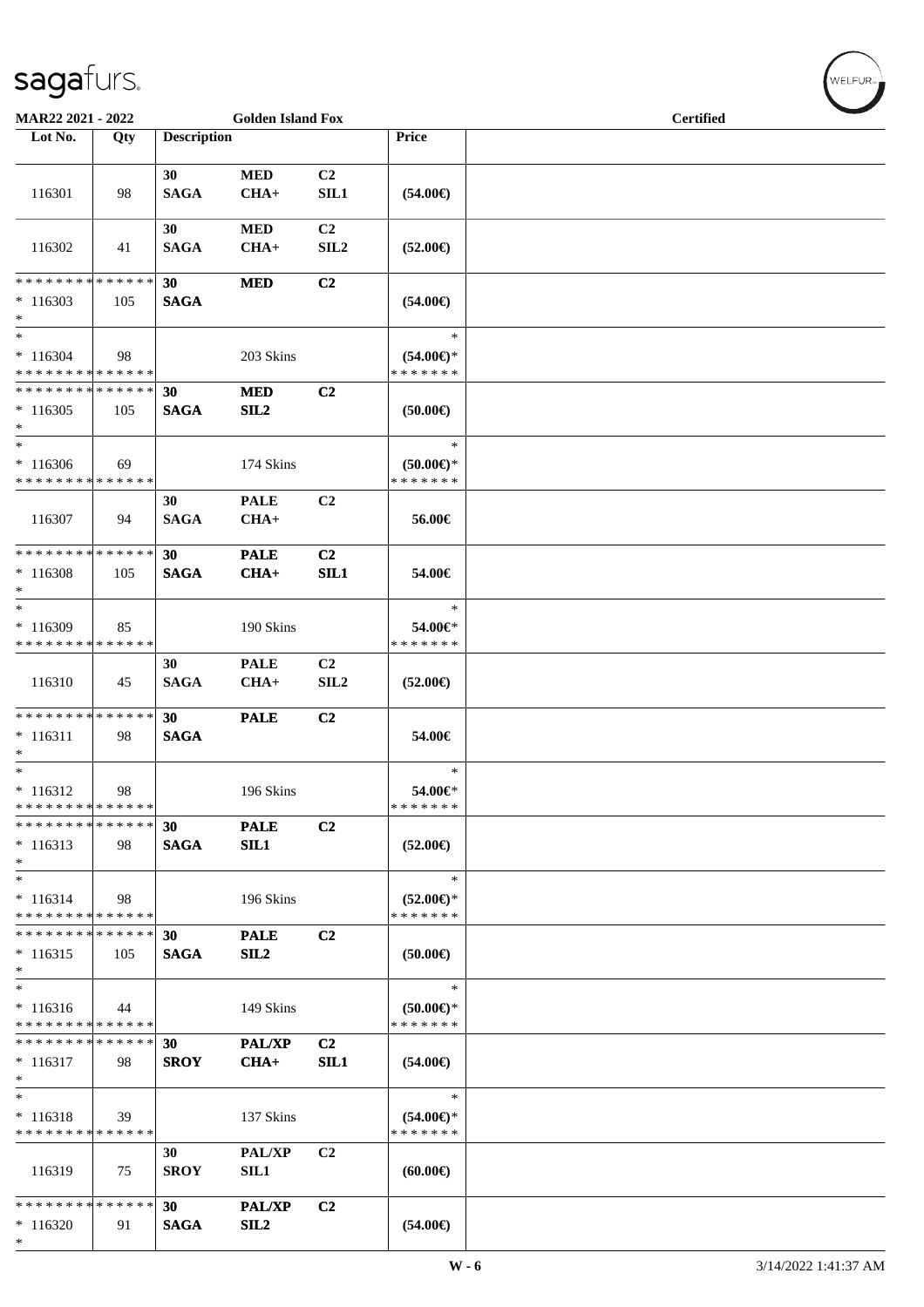MAR22 2021 - 2022 | Golden Island Fox | Certified

| Lot No. | Qty | Description | | | Price | |
|---|---|---|---|---|---|---|
| 116301 | 98 | 30 SAGA | MED CHA+ | C2 SIL1 | (54.00€) | |
| 116302 | 41 | 30 SAGA | MED CHA+ | C2 SIL2 | (52.00€) | |
| * * * * * * * * * * * * * * * 116303 * | 105 | 30 SAGA | MED | C2 | (54.00€) | |
| * * 116304 * * * * * * * * * * * * * * | 98 | | 203 Skins | | * (54.00€)* * * * * * * * | |
| * * * * * * * * * * * * * * * 116305 * | 105 | 30 SAGA | MED SIL2 | C2 | (50.00€) | |
| * * 116306 * * * * * * * * * * * * * * | 69 | | 174 Skins | | * (50.00€)* * * * * * * * | |
| 116307 | 94 | 30 SAGA | PALE CHA+ | C2 | 56.00€ | |
| * * * * * * * * * * * * * * * 116308 * | 105 | 30 SAGA | PALE CHA+ | C2 SIL1 | 54.00€ | |
| * * 116309 * * * * * * * * * * * * * * | 85 | | 190 Skins | | * 54.00€* * * * * * * * | |
| 116310 | 45 | 30 SAGA | PALE CHA+ | C2 SIL2 | (52.00€) | |
| * * * * * * * * * * * * * * * 116311 * | 98 | 30 SAGA | PALE | C2 | 54.00€ | |
| * * 116312 * * * * * * * * * * * * * * | 98 | | 196 Skins | | * 54.00€* * * * * * * * | |
| * * * * * * * * * * * * * * * 116313 * | 98 | 30 SAGA | PALE SIL1 | C2 | (52.00€) | |
| * * 116314 * * * * * * * * * * * * * * | 98 | | 196 Skins | | * (52.00€)* * * * * * * * | |
| * * * * * * * * * * * * * * * 116315 * | 105 | 30 SAGA | PALE SIL2 | C2 | (50.00€) | |
| * * 116316 * * * * * * * * * * * * * * | 44 | | 149 Skins | | * (50.00€)* * * * * * * * | |
| * * * * * * * * * * * * * * * 116317 * | 98 | 30 SROY | PAL/XP CHA+ | C2 SIL1 | (54.00€) | |
| * * 116318 * * * * * * * * * * * * * * | 39 | | 137 Skins | | * (54.00€)* * * * * * * * | |
| 116319 | 75 | 30 SROY | PAL/XP SIL1 | C2 | (60.00€) | |
| * * * * * * * * * * * * * * * 116320 * | 91 | 30 SAGA | PAL/XP SIL2 | C2 | (54.00€) | |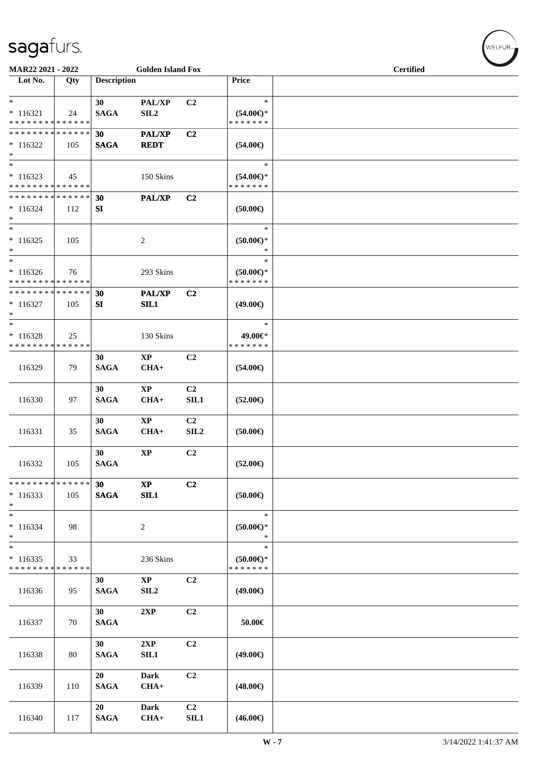MAR22 2021 - 2022 | Golden Island Fox | Certified

| Lot No. | Qty | Description | | | Price | |
|---|---|---|---|---|---|---|
| * | | 30 | PAL/XP | C2 | * | |
| * 116321 | 24 | SAGA | SIL2 | | (54.00€)* | |
| * * * * * * * * * * * * * * | | | | | * * * * * * * | |
| * * * * * * * * * * * * * * | | 30 | PAL/XP | C2 | | |
| * 116322 | 105 | SAGA | REDT | | (54.00€) | |
| * | | | | | | |
| * | | | | | * | |
| * 116323 | 45 | | 150 Skins | | (54.00€)* | |
| * * * * * * * * * * * * * * | | | | | * * * * * * * | |
| * * * * * * * * * * * * * * | | 30 | PAL/XP | C2 | | |
| * 116324 | 112 | SI | | | (50.00€) | |
| * | | | | | | |
| * | | | | | * | |
| * 116325 | 105 | | 2 | | (50.00€)* | |
| * | | | | | * | |
| * | | | | | * | |
| * 116326 | 76 | | 293 Skins | | (50.00€)* | |
| * * * * * * * * * * * * * * | | | | | * * * * * * * | |
| * * * * * * * * * * * * * * | | 30 | PAL/XP | C2 | | |
| * 116327 | 105 | SI | SIL1 | | (49.00€) | |
| * | | | | | | |
| * | | | | | * | |
| * 116328 | 25 | | 130 Skins | | 49.00€* | |
| * * * * * * * * * * * * * * | | | | | * * * * * * * | |
| | | 30 | XP | C2 | | |
| 116329 | 79 | SAGA | CHA+ | | (54.00€) | |
| | | 30 | XP | C2 | | |
| 116330 | 97 | SAGA | CHA+ | SIL1 | (52.00€) | |
| | | 30 | XP | C2 | | |
| 116331 | 35 | SAGA | CHA+ | SIL2 | (50.00€) | |
| | | 30 | XP | C2 | | |
| 116332 | 105 | SAGA | | | (52.00€) | |
| * * * * * * * * * * * * * * | | 30 | XP | C2 | | |
| * 116333 | 105 | SAGA | SIL1 | | (50.00€) | |
| * | | | | | | |
| * | | | | | * | |
| * 116334 | 98 | | 2 | | (50.00€)* | |
| * | | | | | * | |
| * | | | | | * | |
| * 116335 | 33 | | 236 Skins | | (50.00€)* | |
| * * * * * * * * * * * * * * | | | | | * * * * * * * | |
| | | 30 | XP | C2 | | |
| 116336 | 95 | SAGA | SIL2 | | (49.00€) | |
| | | 30 | 2XP | C2 | | |
| 116337 | 70 | SAGA | | | 50.00€ | |
| | | 30 | 2XP | C2 | | |
| 116338 | 80 | SAGA | SIL1 | | (49.00€) | |
| | | 20 | Dark | C2 | | |
| 116339 | 110 | SAGA | CHA+ | | (48.00€) | |
| | | 20 | Dark | C2 | | |
| 116340 | 117 | SAGA | CHA+ | SIL1 | (46.00€) | |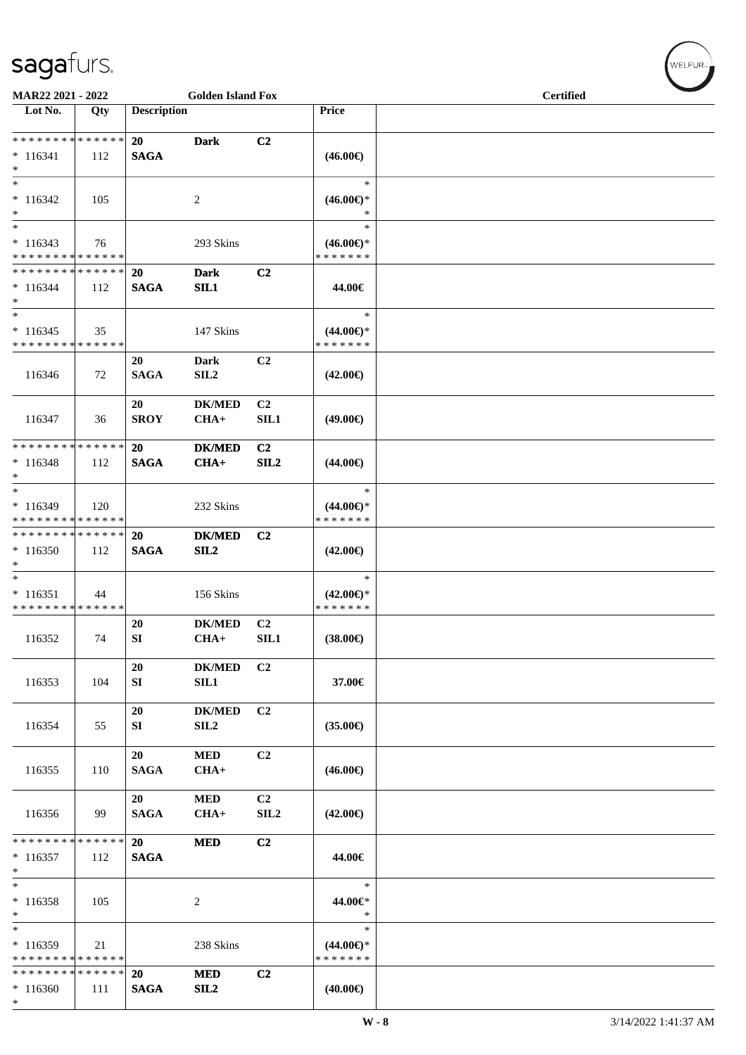MAR22 2021 - 2022 | Golden Island Fox | Certified

| Lot No. | Qty | Description | | | Price |
|---|---|---|---|---|---|
| * * * * * * * * * * * * * * | | 20 | Dark | C2 | |
| * 116341 | 112 | SAGA | | | (46.00€) |
| * | | | | | |
| * | | | | | * |
| * 116342 | 105 | | 2 | | (46.00€)* |
| * | | | | | * |
| * | | | | | * |
| * 116343 | 76 | | 293 Skins | | (46.00€)* |
| * * * * * * * * * * * * * * | | | | | * * * * * * * |
| * * * * * * * * * * * * * * | | 20 | Dark | C2 | |
| * 116344 | 112 | SAGA | SIL1 | | 44.00€ |
| * | | | | | |
| * | | | | | * |
| * 116345 | 35 | | 147 Skins | | (44.00€)* |
| * * * * * * * * * * * * * * | | | | | * * * * * * * |
| | | 20 | Dark | C2 | |
| 116346 | 72 | SAGA | SIL2 | | (42.00€) |
| | | 20 | DK/MED | C2 | |
| 116347 | 36 | SROY | CHA+ | SIL1 | (49.00€) |
| * * * * * * * * * * * * * * | | 20 | DK/MED | C2 | |
| * 116348 | 112 | SAGA | CHA+ | SIL2 | (44.00€) |
| * | | | | | |
| * | | | | | * |
| * 116349 | 120 | | 232 Skins | | (44.00€)* |
| * * * * * * * * * * * * * * | | | | | * * * * * * * |
| * * * * * * * * * * * * * * | | 20 | DK/MED | C2 | |
| * 116350 | 112 | SAGA | SIL2 | | (42.00€) |
| * | | | | | |
| * | | | | | * |
| * 116351 | 44 | | 156 Skins | | (42.00€)* |
| * * * * * * * * * * * * * * | | | | | * * * * * * * |
| | | 20 | DK/MED | C2 | |
| 116352 | 74 | SI | CHA+ | SIL1 | (38.00€) |
| | | 20 | DK/MED | C2 | |
| 116353 | 104 | SI | SIL1 | | 37.00€ |
| | | 20 | DK/MED | C2 | |
| 116354 | 55 | SI | SIL2 | | (35.00€) |
| | | 20 | MED | C2 | |
| 116355 | 110 | SAGA | CHA+ | | (46.00€) |
| | | 20 | MED | C2 | |
| 116356 | 99 | SAGA | CHA+ | SIL2 | (42.00€) |
| * * * * * * * * * * * * * * | | 20 | MED | C2 | |
| * 116357 | 112 | SAGA | | | 44.00€ |
| * | | | | | |
| * | | | | | * |
| * 116358 | 105 | | 2 | | 44.00€* |
| * | | | | | * |
| * | | | | | * |
| * 116359 | 21 | | 238 Skins | | (44.00€)* |
| * * * * * * * * * * * * * * | | | | | * * * * * * * |
| * * * * * * * * * * * * * * | | 20 | MED | C2 | |
| * 116360 | 111 | SAGA | SIL2 | | (40.00€) |
| * | | | | | |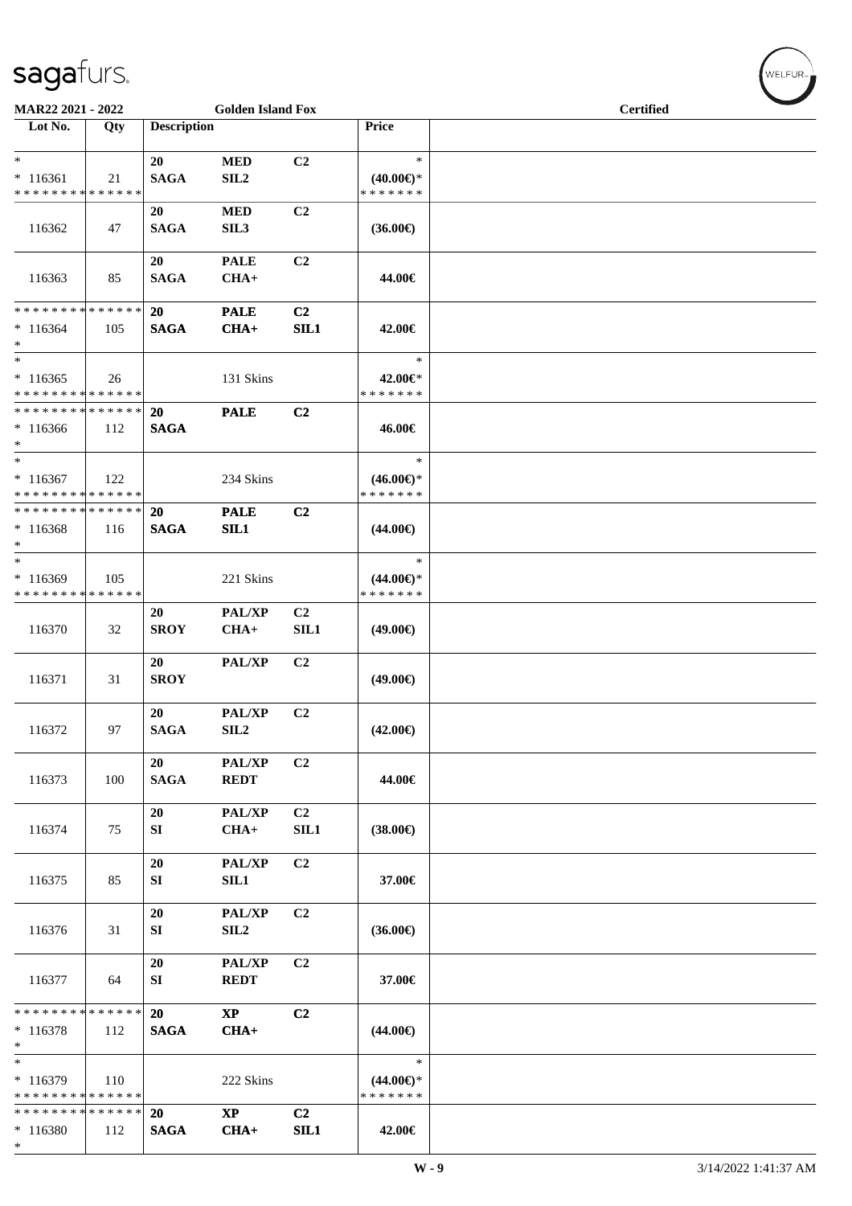| Lot No. | Qty | Description | | | Price | |
|---|---|---|---|---|---|---|
| *<br>* 116361<br>* * * * * * * * * * * * * * | 21 | 20<br>SAGA | MED<br>SIL2 | C2 | *<br>(40.00€)*<br>* * * * * * * | |
| 116362 | 47 | 20<br>SAGA | MED<br>SIL3 | C2 | (36.00€) | |
| 116363 | 85 | 20<br>SAGA | PALE<br>CHA+ | C2 | 44.00€ | |
| * * * * * * * * * * * * * *<br>* 116364<br>* | 105 | 20<br>SAGA | PALE<br>CHA+ | C2<br>SIL1 | 42.00€ | |
| *<br>* 116365<br>* * * * * * * * * * * * * * | 26 | | 131 Skins | | *<br>42.00€*<br>* * * * * * * | |
| * * * * * * * * * * * * * *<br>* 116366<br>* | 112 | 20<br>SAGA | PALE | C2 | 46.00€ | |
| *<br>* 116367<br>* * * * * * * * * * * * * * | 122 | | 234 Skins | | *<br>(46.00€)*<br>* * * * * * * | |
| * * * * * * * * * * * * * *<br>* 116368<br>* | 116 | 20<br>SAGA | PALE<br>SIL1 | C2 | (44.00€) | |
| *<br>* 116369<br>* * * * * * * * * * * * * * | 105 | | 221 Skins | | *<br>(44.00€)*<br>* * * * * * * | |
| 116370 | 32 | 20<br>SROY | PAL/XP<br>CHA+ | C2<br>SIL1 | (49.00€) | |
| 116371 | 31 | 20<br>SROY | PAL/XP | C2 | (49.00€) | |
| 116372 | 97 | 20<br>SAGA | PAL/XP<br>SIL2 | C2 | (42.00€) | |
| 116373 | 100 | 20<br>SAGA | PAL/XP<br>REDT | C2 | 44.00€ | |
| 116374 | 75 | 20<br>SI | PAL/XP<br>CHA+ | C2<br>SIL1 | (38.00€) | |
| 116375 | 85 | 20<br>SI | PAL/XP<br>SIL1 | C2 | 37.00€ | |
| 116376 | 31 | 20<br>SI | PAL/XP<br>SIL2 | C2 | (36.00€) | |
| 116377 | 64 | 20<br>SI | PAL/XP<br>REDT | C2 | 37.00€ | |
| * * * * * * * * * * * * * *<br>* 116378<br>* | 112 | 20<br>SAGA | XP<br>CHA+ | C2 | (44.00€) | |
| *<br>* 116379<br>* * * * * * * * * * * * * * | 110 | | 222 Skins | | *<br>(44.00€)*<br>* * * * * * * | |
| * * * * * * * * * * * * * *<br>* 116380<br>* | 112 | 20<br>SAGA | XP<br>CHA+ | C2<br>SIL1 | 42.00€ | |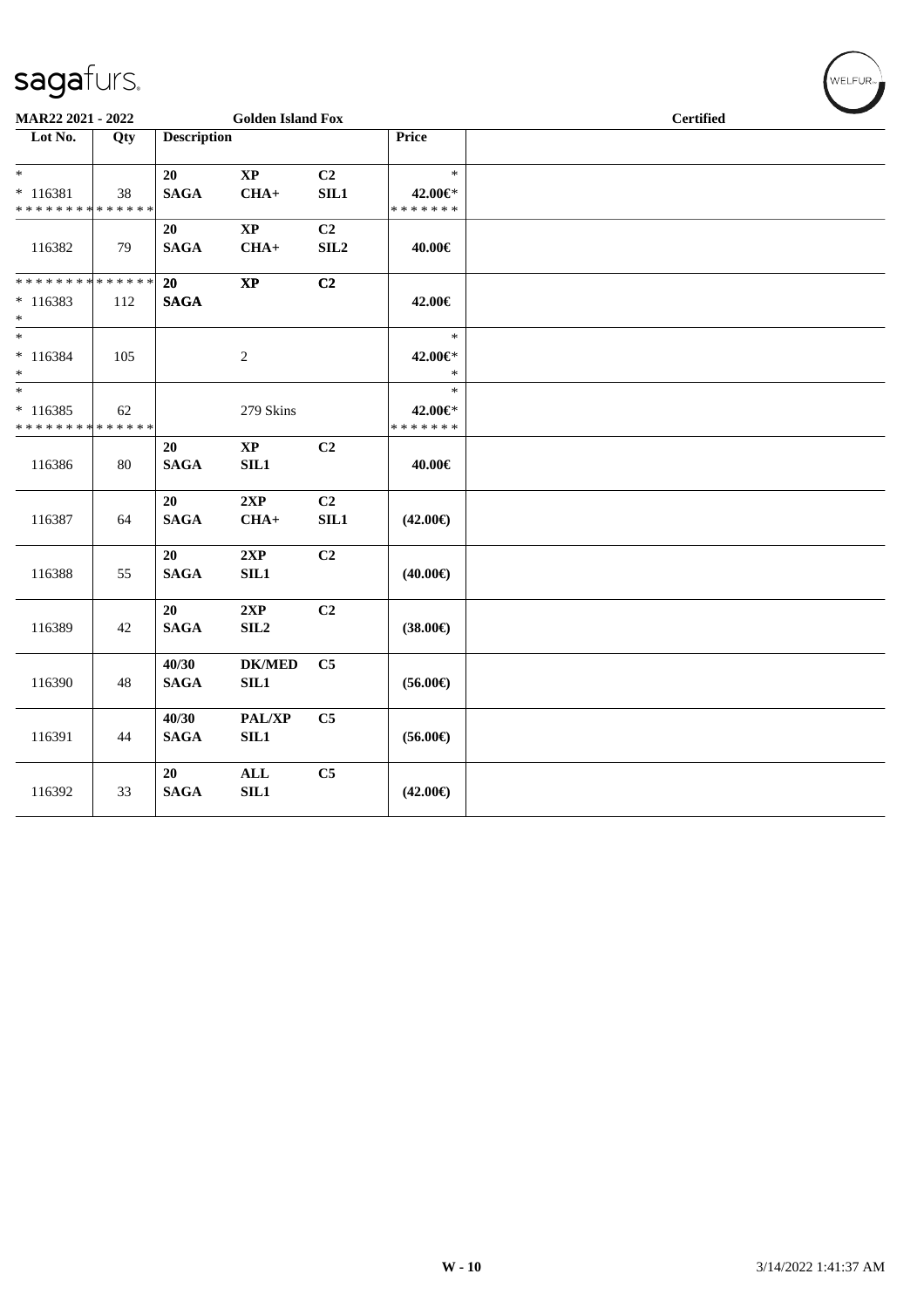MAR22 2021 - 2022 Golden Island Fox Certified

| Lot No. | Qty | Description | | | Price |
|---|---|---|---|---|---|
| * <br> * 116381 <br> * * * * * * * * * * * * * * | 38 | 20 <br> SAGA | XP <br> CHA+ | C2 <br> SIL1 | * <br> 42.00€* <br> * * * * * * * |
| 116382 | 79 | 20 <br> SAGA | XP <br> CHA+ | C2 <br> SIL2 | 40.00€ |
| * * * * * * * * * * * * * * <br> * 116383 <br> * | 112 | 20 <br> SAGA | XP | C2 | 42.00€ |
| * <br> * 116384 <br> * | 105 | | 2 | | * <br> 42.00€* <br> * |
| * <br> * 116385 <br> * * * * * * * * * * * * * * | 62 | | 279 Skins | | * <br> 42.00€* <br> * * * * * * * |
| 116386 | 80 | 20 <br> SAGA | XP <br> SIL1 | C2 | 40.00€ |
| 116387 | 64 | 20 <br> SAGA | 2XP <br> CHA+ | C2 <br> SIL1 | (42.00€) |
| 116388 | 55 | 20 <br> SAGA | 2XP <br> SIL1 | C2 | (40.00€) |
| 116389 | 42 | 20 <br> SAGA | 2XP <br> SIL2 | C2 | (38.00€) |
| 116390 | 48 | 40/30 <br> SAGA | DK/MED <br> SIL1 | C5 | (56.00€) |
| 116391 | 44 | 40/30 <br> SAGA | PAL/XP <br> SIL1 | C5 | (56.00€) |
| 116392 | 33 | 20 <br> SAGA | ALL <br> SIL1 | C5 | (42.00€) |

W - 10 3/14/2022 1:41:37 AM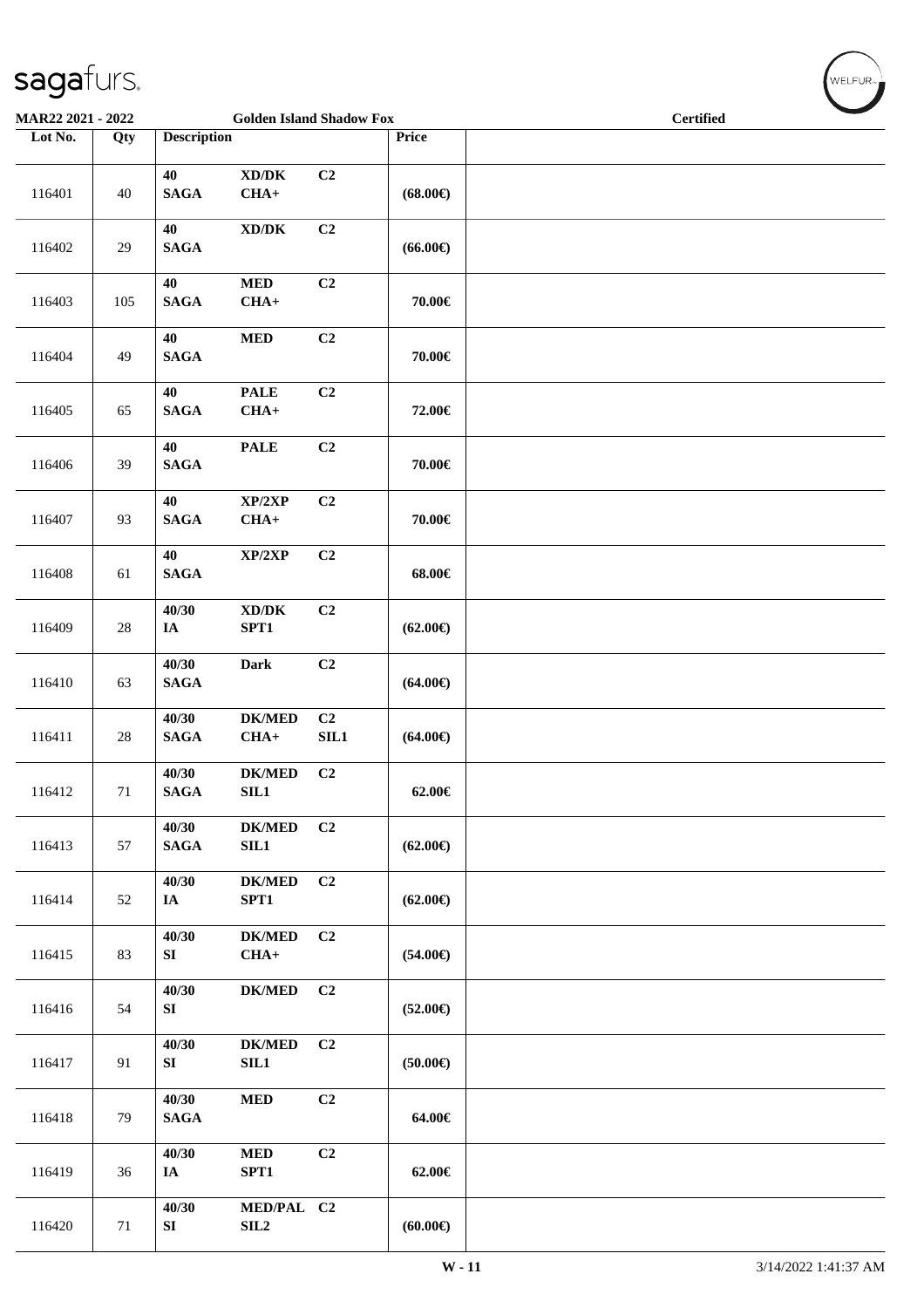MAR22 2021 - 2022 Golden Island Shadow Fox Certified

| Lot No. | Qty | Description | | | Price | |
|---|---|---|---|---|---|---|
| 116401 | 40 | 40 SAGA | XD/DK CHA+ | C2 | (68.00€) | |
| 116402 | 29 | 40 SAGA | XD/DK | C2 | (66.00€) | |
| 116403 | 105 | 40 SAGA | MED CHA+ | C2 | 70.00€ | |
| 116404 | 49 | 40 SAGA | MED | C2 | 70.00€ | |
| 116405 | 65 | 40 SAGA | PALE CHA+ | C2 | 72.00€ | |
| 116406 | 39 | 40 SAGA | PALE | C2 | 70.00€ | |
| 116407 | 93 | 40 SAGA | XP/2XP CHA+ | C2 | 70.00€ | |
| 116408 | 61 | 40 SAGA | XP/2XP | C2 | 68.00€ | |
| 116409 | 28 | 40/30 IA | XD/DK SPT1 | C2 | (62.00€) | |
| 116410 | 63 | 40/30 SAGA | Dark | C2 | (64.00€) | |
| 116411 | 28 | 40/30 SAGA | DK/MED CHA+ | C2 SIL1 | (64.00€) | |
| 116412 | 71 | 40/30 SAGA | DK/MED SIL1 | C2 | 62.00€ | |
| 116413 | 57 | 40/30 SAGA | DK/MED SIL1 | C2 | (62.00€) | |
| 116414 | 52 | 40/30 IA | DK/MED SPT1 | C2 | (62.00€) | |
| 116415 | 83 | 40/30 SI | DK/MED CHA+ | C2 | (54.00€) | |
| 116416 | 54 | 40/30 SI | DK/MED | C2 | (52.00€) | |
| 116417 | 91 | 40/30 SI | DK/MED SIL1 | C2 | (50.00€) | |
| 116418 | 79 | 40/30 SAGA | MED | C2 | 64.00€ | |
| 116419 | 36 | 40/30 IA | MED SPT1 | C2 | 62.00€ | |
| 116420 | 71 | 40/30 SI | MED/PAL SIL2 | C2 | (60.00€) | |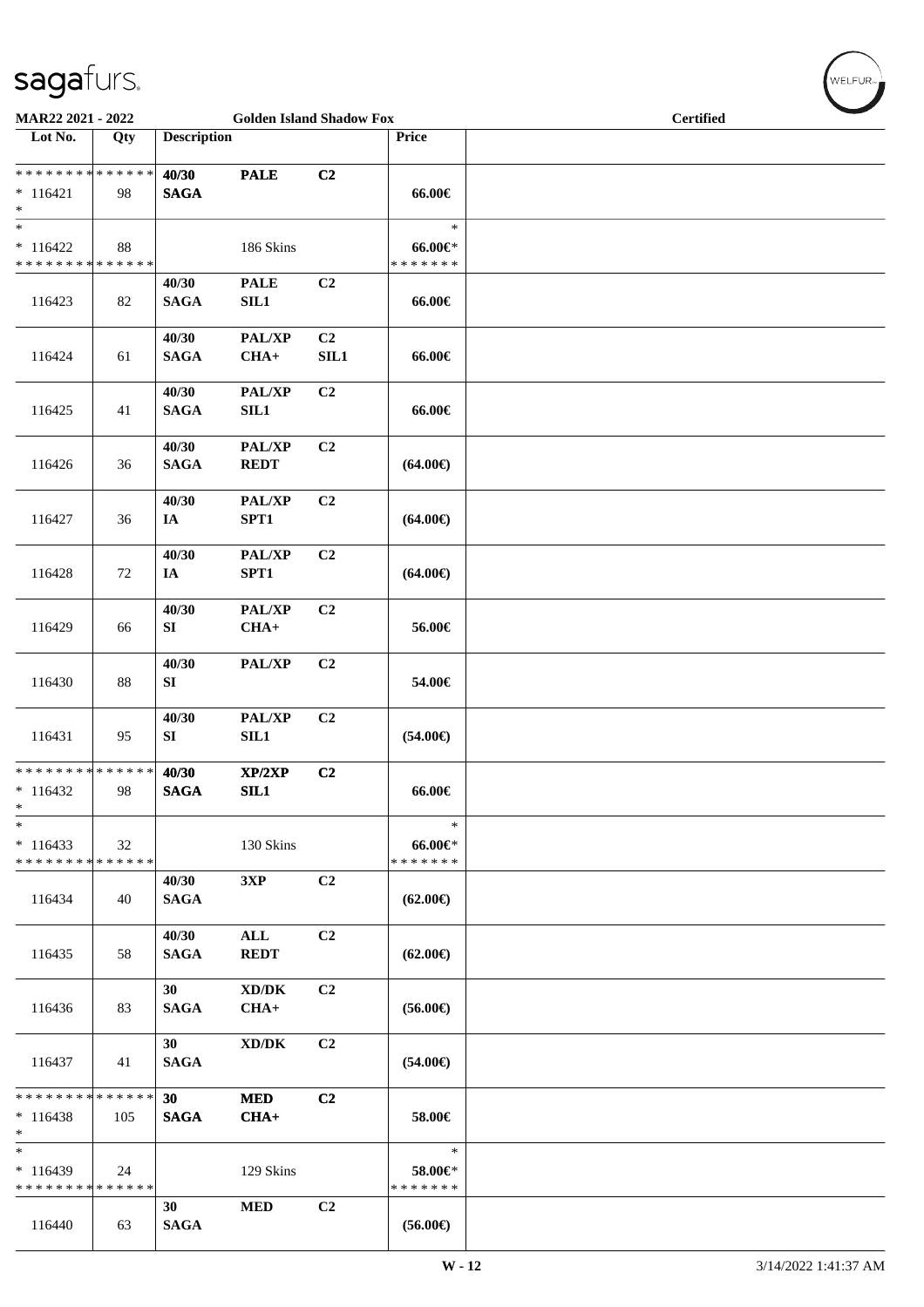**MAR22 2021 - 2022** **Golden Island Shadow Fox** **Certified**

| Lot No. | Qty | Description | | | Price | |
|---|---|---|---|---|---|---|
| * * * * * * * * * * * * * * | | 40/30 | PALE | C2 | | |
| * 116421 | 98 | SAGA | | | 66.00€ | |
| * | | | | | | |
| * | | | | | * | |
| * 116422 | 88 | | 186 Skins | | 66.00€* | |
| * * * * * * * * * * * * * * | | | | | * * * * * * * | |
| 116423 | 82 | 40/30 SAGA | PALE SIL1 | C2 | 66.00€ | |
| 116424 | 61 | 40/30 SAGA | PAL/XP CHA+ | C2 SIL1 | 66.00€ | |
| 116425 | 41 | 40/30 SAGA | PAL/XP SIL1 | C2 | 66.00€ | |
| 116426 | 36 | 40/30 SAGA | PAL/XP REDT | C2 | (64.00€) | |
| 116427 | 36 | 40/30 IA | PAL/XP SPT1 | C2 | (64.00€) | |
| 116428 | 72 | 40/30 IA | PAL/XP SPT1 | C2 | (64.00€) | |
| 116429 | 66 | 40/30 SI | PAL/XP CHA+ | C2 | 56.00€ | |
| 116430 | 88 | 40/30 SI | PAL/XP | C2 | 54.00€ | |
| 116431 | 95 | 40/30 SI | PAL/XP SIL1 | C2 | (54.00€) | |
| * * * * * * * * * * * * * * | | 40/30 | XP/2XP | C2 | | |
| * 116432 | 98 | SAGA | SIL1 | | 66.00€ | |
| * | | | | | | |
| * | | | | | * | |
| * 116433 | 32 | | 130 Skins | | 66.00€* | |
| * * * * * * * * * * * * * * | | | | | * * * * * * * | |
| 116434 | 40 | 40/30 SAGA | 3XP | C2 | (62.00€) | |
| 116435 | 58 | 40/30 SAGA | ALL REDT | C2 | (62.00€) | |
| 116436 | 83 | 30 SAGA | XD/DK CHA+ | C2 | (56.00€) | |
| 116437 | 41 | 30 SAGA | XD/DK | C2 | (54.00€) | |
| * * * * * * * * * * * * * * | | 30 | MED | C2 | | |
| * 116438 | 105 | SAGA | CHA+ | | 58.00€ | |
| * | | | | | | |
| * | | | | | * | |
| * 116439 | 24 | | 129 Skins | | 58.00€* | |
| * * * * * * * * * * * * * * | | | | | * * * * * * * | |
| 116440 | 63 | 30 SAGA | MED | C2 | (56.00€) | |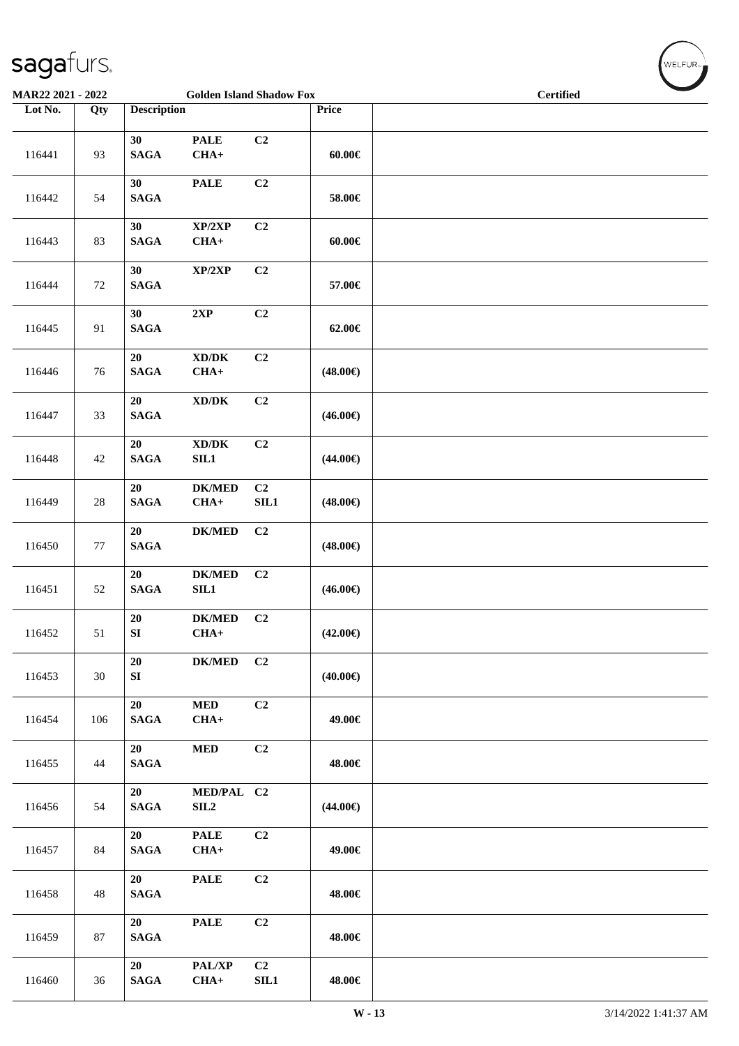sagafurs.

**MAR22 2021 - 2022** **Golden Island Shadow Fox** **Certified**

| Lot No. | Qty | Description | | | Price | |
|---|---|---|---|---|---|---|
| 116441 | 93 | 30 SAGA | PALE CHA+ | C2 | 60.00€ | |
| 116442 | 54 | 30 SAGA | PALE | C2 | 58.00€ | |
| 116443 | 83 | 30 SAGA | XP/2XP CHA+ | C2 | 60.00€ | |
| 116444 | 72 | 30 SAGA | XP/2XP | C2 | 57.00€ | |
| 116445 | 91 | 30 SAGA | 2XP | C2 | 62.00€ | |
| 116446 | 76 | 20 SAGA | XD/DK CHA+ | C2 | (48.00€) | |
| 116447 | 33 | 20 SAGA | XD/DK | C2 | (46.00€) | |
| 116448 | 42 | 20 SAGA | XD/DK SIL1 | C2 | (44.00€) | |
| 116449 | 28 | 20 SAGA | DK/MED CHA+ | C2 SIL1 | (48.00€) | |
| 116450 | 77 | 20 SAGA | DK/MED | C2 | (48.00€) | |
| 116451 | 52 | 20 SAGA | DK/MED SIL1 | C2 | (46.00€) | |
| 116452 | 51 | 20 SI | DK/MED CHA+ | C2 | (42.00€) | |
| 116453 | 30 | 20 SI | DK/MED | C2 | (40.00€) | |
| 116454 | 106 | 20 SAGA | MED CHA+ | C2 | 49.00€ | |
| 116455 | 44 | 20 SAGA | MED | C2 | 48.00€ | |
| 116456 | 54 | 20 SAGA | MED/PAL SIL2 | C2 | (44.00€) | |
| 116457 | 84 | 20 SAGA | PALE CHA+ | C2 | 49.00€ | |
| 116458 | 48 | 20 SAGA | PALE | C2 | 48.00€ | |
| 116459 | 87 | 20 SAGA | PALE | C2 | 48.00€ | |
| 116460 | 36 | 20 SAGA | PAL/XP CHA+ | C2 SIL1 | 48.00€ | |

W - 13 3/14/2022 1:41:37 AM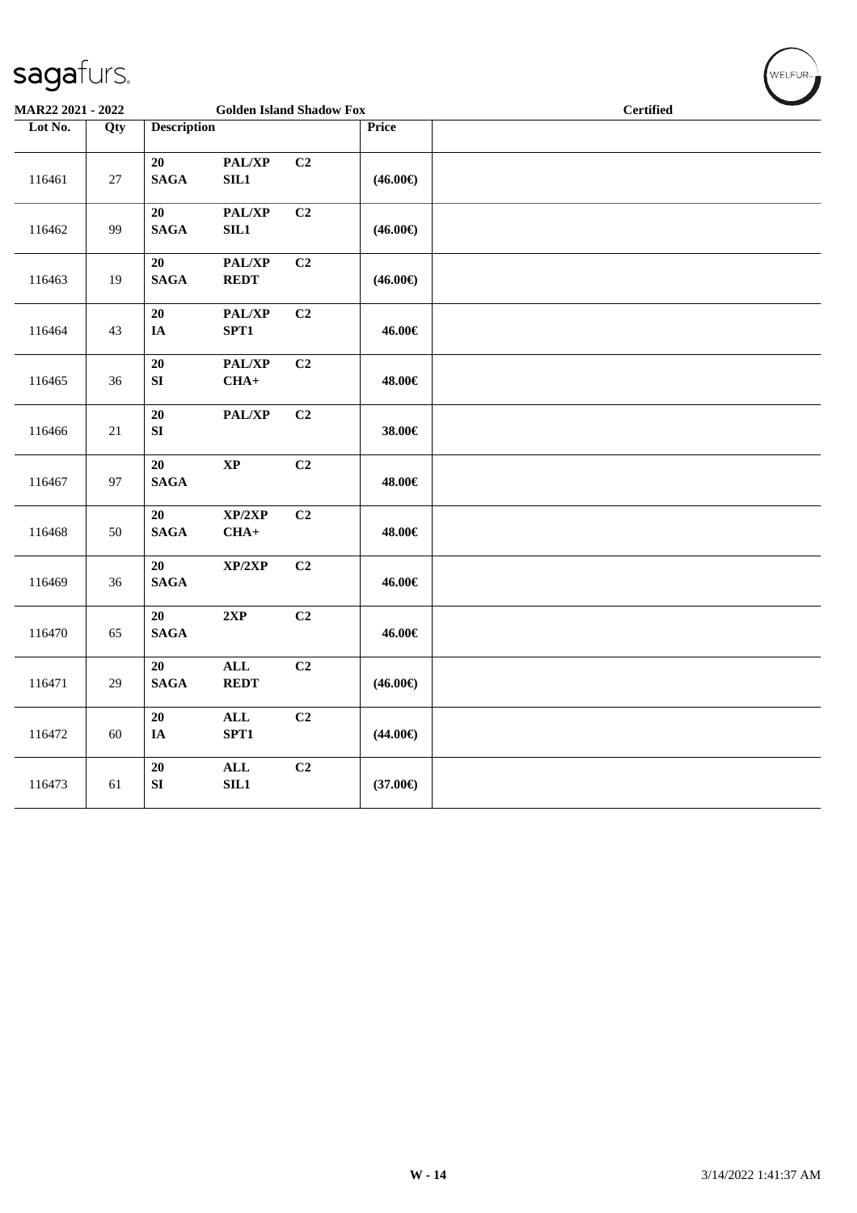MAR22 2021 - 2022 Golden Island Shadow Fox Certified

| Lot No. | Qty | Description | | | Price | |
|---|---|---|---|---|---|---|
| 116461 | 27 | 20 SAGA | PAL/XP SIL1 | C2 | (46.00€) | |
| 116462 | 99 | 20 SAGA | PAL/XP SIL1 | C2 | (46.00€) | |
| 116463 | 19 | 20 SAGA | PAL/XP REDT | C2 | (46.00€) | |
| 116464 | 43 | 20 IA | PAL/XP SPT1 | C2 | 46.00€ | |
| 116465 | 36 | 20 SI | PAL/XP CHA+ | C2 | 48.00€ | |
| 116466 | 21 | 20 SI | PAL/XP | C2 | 38.00€ | |
| 116467 | 97 | 20 SAGA | XP | C2 | 48.00€ | |
| 116468 | 50 | 20 SAGA | XP/2XP CHA+ | C2 | 48.00€ | |
| 116469 | 36 | 20 SAGA | XP/2XP | C2 | 46.00€ | |
| 116470 | 65 | 20 SAGA | 2XP | C2 | 46.00€ | |
| 116471 | 29 | 20 SAGA | ALL REDT | C2 | (46.00€) | |
| 116472 | 60 | 20 IA | ALL SPT1 | C2 | (44.00€) | |
| 116473 | 61 | 20 SI | ALL SIL1 | C2 | (37.00€) | |